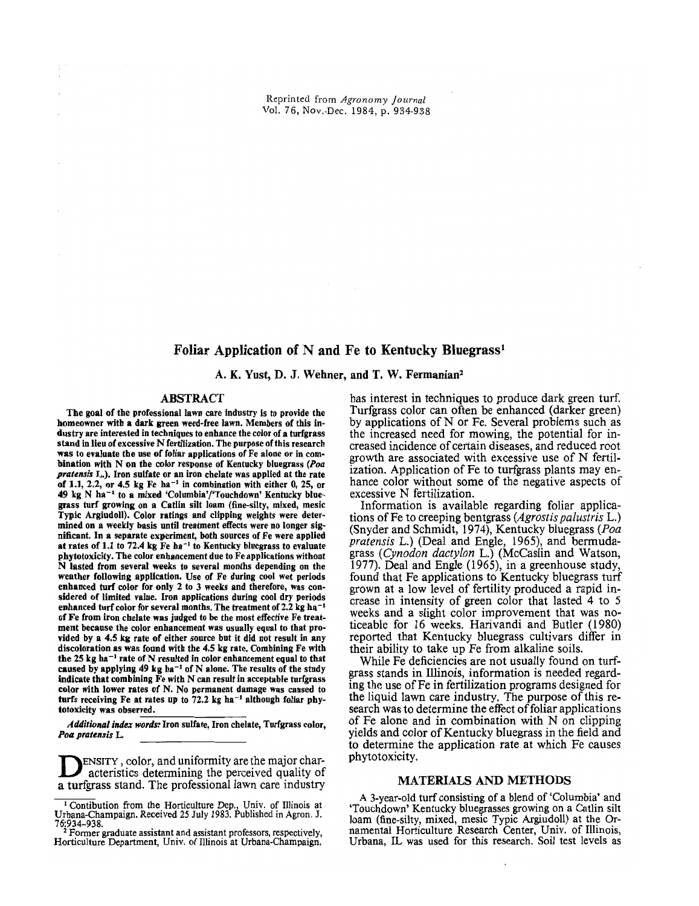Reprinted from *Agronomy Journal*
Vol. 76, Nov.-Dec. 1984, p. 934-938

# Foliar Application of N and Fe to Kentucky Bluegrass[1]

A. K. Yust, D. J. Wehner, and T. W. Fermanian[2]

## ABSTRACT

**The goal of the professional lawn care industry is to provide the homeowner with a dark green weed-free lawn. Members of this industry are interested in techniques to enhance the color of a turfgrass stand in lieu of excessive N fertilization. The purpose of this research was to evaluate the use of foliar applications of Fe alone or in combination with N on the color response of Kentucky bluegrass (*Poa pratensis* L.). Iron sulfate or an iron chelate was applied at the rate of 1.1, 2.2, or 4.5 kg Fe ha$^{-1}$ in combination with either 0, 25, or 49 kg N ha$^{-1}$ to a mixed 'Columbia'/'Touchdown' Kentucky bluegrass turf growing on a Catlin silt loam (fine-silty, mixed, mesic Typic Argiudoll). Color ratings and clipping weights were determined on a weekly basis until treatment effects were no longer significant. In a separate experiment, both sources of Fe were applied at rates of 1.1 to 72.4 kg Fe ha$^{-1}$ to Kentucky bluegrass to evaluate phytotoxicity. The color enhancement due to Fe applications without N lasted from several weeks to several months depending on the weather following application. Use of Fe during cool wet periods enhanced turf color for only 2 to 3 weeks and therefore, was considered of limited value. Iron applications during cool dry periods enhanced turf color for several months. The treatment of 2.2 kg ha$^{-1}$ of Fe from iron chelate was judged to be the most effective Fe treatment because the color enhancement was usually equal to that provided by a 4.5 kg rate of either source but it did not result in any discoloration as was found with the 4.5 kg rate. Combining Fe with the 25 kg ha$^{-1}$ rate of N resulted in color enhancement equal to that caused by applying 49 kg ha$^{-1}$ of N alone. The results of the study indicate that combining Fe with N can result in acceptable turfgrass color with lower rates of N. No permanent damage was caused to turfs receiving Fe at rates up to 72.2 kg ha$^{-1}$ although foliar phytotoxicity was observed.**

***Additional index words:*** *Iron sulfate, Iron chelate, Turfgrass color, Poa pratensis L.*

DENSITY, color, and uniformity are the major characteristics determining the perceived quality of a turfgrass stand. The professional lawn care industry has interest in techniques to produce dark green turf. Turfgrass color can often be enhanced (darker green) by applications of N or Fe. Several problems such as the increased need for mowing, the potential for increased incidence of certain diseases, and reduced root growth are associated with excessive use of N fertilization. Application of Fe to turfgrass plants may enhance color without some of the negative aspects of excessive N fertilization.

Information is available regarding foliar applications of Fe to creeping bentgrass (*Agrostis palustris* L.) (Snyder and Schmidt, 1974), Kentucky bluegrass (*Poa pratensis* L.) (Deal and Engle, 1965), and bermudagrass (*Cynodon dactylon* L.) (McCaslin and Watson, 1977). Deal and Engle (1965), in a greenhouse study, found that Fe applications to Kentucky bluegrass turf grown at a low level of fertility produced a rapid increase in intensity of green color that lasted 4 to 5 weeks and a slight color improvement that was noticeable for 16 weeks. Harivandi and Butler (1980) reported that Kentucky bluegrass cultivars differ in their ability to take up Fe from alkaline soils.

While Fe deficiencies are not usually found on turfgrass stands in Illinois, information is needed regarding the use of Fe in fertilization programs designed for the liquid lawn care industry. The purpose of this research was to determine the effect of foliar applications of Fe alone and in combination with N on clipping yields and color of Kentucky bluegrass in the field and to determine the application rate at which Fe causes phytotoxicity.

## MATERIALS AND METHODS

A 3-year-old turf consisting of a blend of 'Columbia' and 'Touchdown' Kentucky bluegrasses growing on a Catlin silt loam (fine-silty, mixed, mesic Typic Argiudoll) at the Ornamental Horticulture Research Center, Univ. of Illinois, Urbana, IL was used for this research. Soil test levels as

[1] Contibution from the Horticulture Dep., Univ. of Illinois at Urbana-Champaign. Received 25 July 1983. Published in Agron. J. 76:934-938.

[2] Former graduate assistant and assistant professors, respectively, Horticulture Department, Univ. of Illinois at Urbana-Champaign.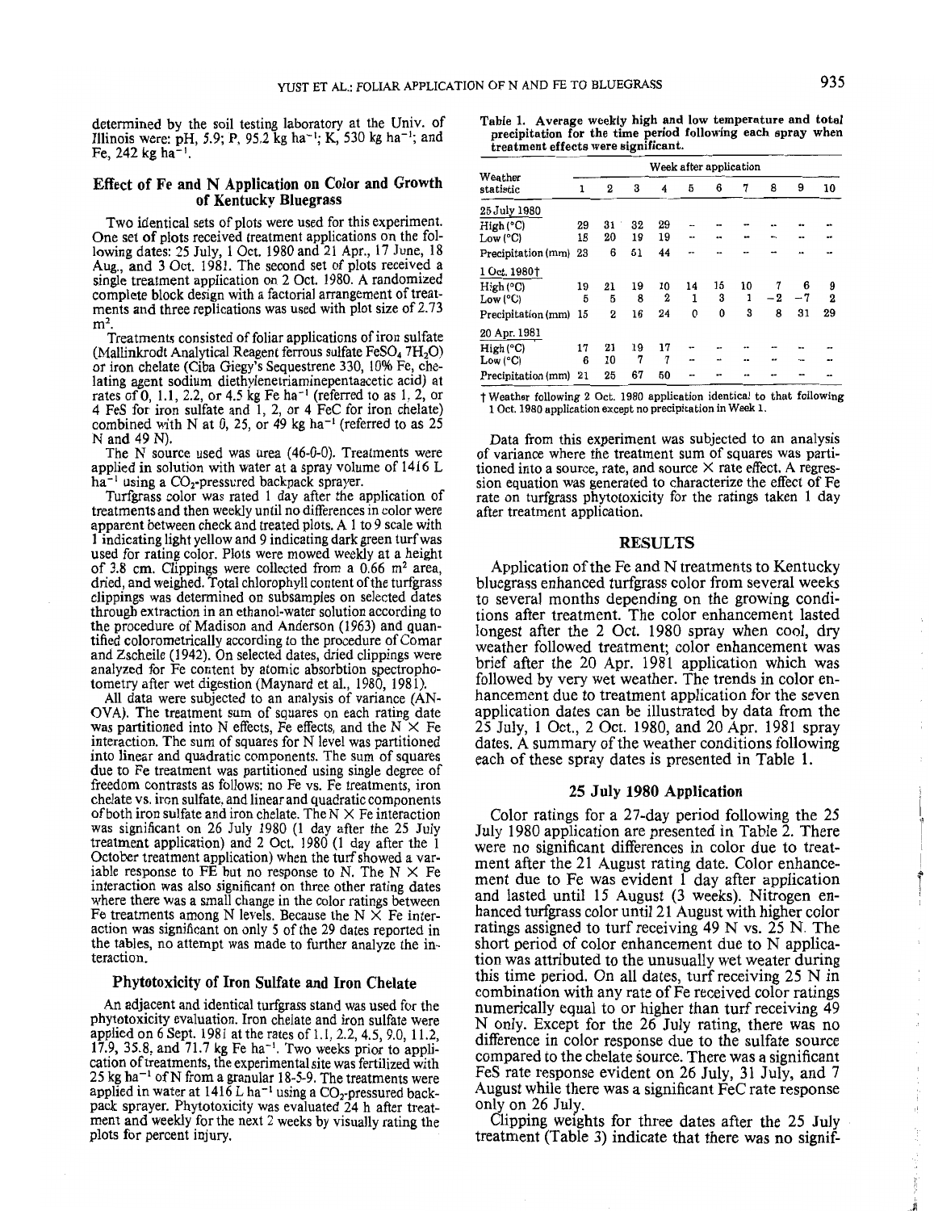determined by the soil testing laboratory at the Univ. of Illinois were: pH, 5.9; P, 95.2 kg ha$^{-1}$; K, 530 kg ha$^{-1}$; and Fe, 242 kg ha$^{-1}$.

## Effect of Fe and N Application on Color and Growth of Kentucky Bluegrass

Two identical sets of plots were used for this experiment. One set of plots received treatment applications on the following dates: 25 July, 1 Oct. 1980 and 21 Apr., 17 June, 18 Aug., and 3 Oct. 1981. The second set of plots received a single treatment application on 2 Oct. 1980. A randomized complete block design with a factorial arrangement of treatments and three replications was used with plot size of 2.73 m$^2$.

Treatments consisted of foliar applications of iron sulfate (Mallinkrodt Analytical Reagent ferrous sulfate $FeSO_4 \cdot 7H_2O$) or iron chelate (Ciba Giegy's Sequestrene 330, 10% Fe, chelating agent sodium diethylenetriaminepentaacetic acid) at rates of 0, 1.1, 2.2, or 4.5 kg Fe ha$^{-1}$ (referred to as 1, 2, or 4 FeS for iron sulfate and 1, 2, or 4 FeC for iron chelate) combined with N at 0, 25, or 49 kg ha$^{-1}$ (referred to as 25 N and 49 N).

The N source used was urea (46-0-0). Treatments were applied in solution with water at a spray volume of 1416 L ha$^{-1}$ using a $CO_2$-pressured backpack sprayer.

Turfgrass color was rated 1 day after the application of treatments and then weekly until no differences in color were apparent between check and treated plots. A 1 to 9 scale with 1 indicating light yellow and 9 indicating dark green turf was used for rating color. Plots were mowed weekly at a height of 3.8 cm. Clippings were collected from a 0.66 m$^2$ area, dried, and weighed. Total chlorophyll content of the turfgrass clippings was determined on subsamples on selected dates through extraction in an ethanol-water solution according to the procedure of Madison and Anderson (1963) and quantified colorometrically according to the procedure of Comar and Zscheile (1942). On selected dates, dried clippings were analyzed for Fe content by atomic absorbtion spectrophotometry after wet digestion (Maynard et al., 1980, 1981).

All data were subjected to an analysis of variance (ANOVA). The treatment sum of squares on each rating date was partitioned into N effects, Fe effects, and the N × Fe interaction. The sum of squares for N level was partitioned into linear and quadratic components. The sum of squares due to Fe treatment was partitioned using single degree of freedom contrasts as follows: no Fe vs. Fe treatments, iron chelate vs. iron sulfate, and linear and quadratic components of both iron sulfate and iron chelate. The N × Fe interaction was significant on 26 July 1980 (1 day after the 25 July treatment application) and 2 Oct. 1980 (1 day after the 1 October treatment application) when the turf showed a variable response to FE but no response to N. The N × Fe interaction was also significant on three other rating dates where there was a small change in the color ratings between Fe treatments among N levels. Because the N × Fe interaction was significant on only 5 of the 29 dates reported in the tables, no attempt was made to further analyze the interaction.

## Phytotoxicity of Iron Sulfate and Iron Chelate

An adjacent and identical turfgrass stand was used for the phytotoxicity evaluation. Iron chelate and iron sulfate were applied on 6 Sept. 1981 at the rates of 1.1, 2.2, 4.5, 9.0, 11.2, 17.9, 35.8, and 71.7 kg Fe ha$^{-1}$. Two weeks prior to application of treatments, the experimental site was fertilized with 25 kg ha$^{-1}$ of N from a granular 18-5-9. The treatments were applied in water at 1416 L ha$^{-1}$ using a $CO_2$-pressured backpack sprayer. Phytotoxicity was evaluated 24 h after treatment and weekly for the next 2 weeks by visually rating the plots for percent injury.

Table 1. Average weekly high and low temperature and total precipitation for the time period following each spray when treatment effects were significant.

| Weather statistic | Week after application | | | | | | | | | |
|---|---|---|---|---|---|---|---|---|---|---|
| | 1 | 2 | 3 | 4 | 5 | 6 | 7 | 8 | 9 | 10 |
| **25 July 1980** | | | | | | | | | | |
| High (°C) | 29 | 31 | 32 | 29 | -- | -- | -- | -- | -- | -- |
| Low (°C) | 15 | 20 | 19 | 19 | -- | -- | -- | -- | -- | -- |
| Precipitation (mm) | 23 | 6 | 51 | 44 | -- | -- | -- | -- | -- | -- |
| **1 Oct. 1980†** | | | | | | | | | | |
| High (°C) | 19 | 21 | 19 | 10 | 14 | 15 | 10 | 7 | 6 | 9 |
| Low (°C) | 5 | 5 | 8 | 2 | 1 | 3 | 1 | −2 | −7 | 2 |
| Precipitation (mm) | 15 | 2 | 16 | 24 | 0 | 0 | 3 | 8 | 31 | 29 |
| **20 Apr. 1981** | | | | | | | | | | |
| High (°C) | 17 | 21 | 19 | 17 | -- | -- | -- | -- | -- | -- |
| Low (°C) | 6 | 10 | 7 | 7 | -- | -- | -- | -- | -- | -- |
| Precipitation (mm) | 21 | 25 | 67 | 50 | -- | -- | -- | -- | -- | -- |

† Weather following 2 Oct. 1980 application identical to that following 1 Oct. 1980 application except no precipitation in Week 1.

Data from this experiment was subjected to an analysis of variance where the treatment sum of squares was partitioned into a source, rate, and source × rate effect. A regression equation was generated to characterize the effect of Fe rate on turfgrass phytotoxicity for the ratings taken 1 day after treatment application.

# RESULTS

Application of the Fe and N treatments to Kentucky bluegrass enhanced turfgrass color from several weeks to several months depending on the growing conditions after treatment. The color enhancement lasted longest after the 2 Oct. 1980 spray when cool, dry weather followed treatment; color enhancement was brief after the 20 Apr. 1981 application which was followed by very wet weather. The trends in color enhancement due to treatment application for the seven application dates can be illustrated by data from the 25 July, 1 Oct., 2 Oct. 1980, and 20 Apr. 1981 spray dates. A summary of the weather conditions following each of these spray dates is presented in Table 1.

## 25 July 1980 Application

Color ratings for a 27-day period following the 25 July 1980 application are presented in Table 2. There were no significant differences in color due to treatment after the 21 August rating date. Color enhancement due to Fe was evident 1 day after application and lasted until 15 August (3 weeks). Nitrogen enhanced turfgrass color until 21 August with higher color ratings assigned to turf receiving 49 N vs. 25 N. The short period of color enhancement due to N application was attributed to the unusually wet weater during this time period. On all dates, turf receiving 25 N in combination with any rate of Fe received color ratings numerically equal to or higher than turf receiving 49 N only. Except for the 26 July rating, there was no difference in color response due to the sulfate source compared to the chelate source. There was a significant FeS rate response evident on 26 July, 31 July, and 7 August while there was a significant FeC rate response only on 26 July.

Clipping weights for three dates after the 25 July treatment (Table 3) indicate that there was no signif-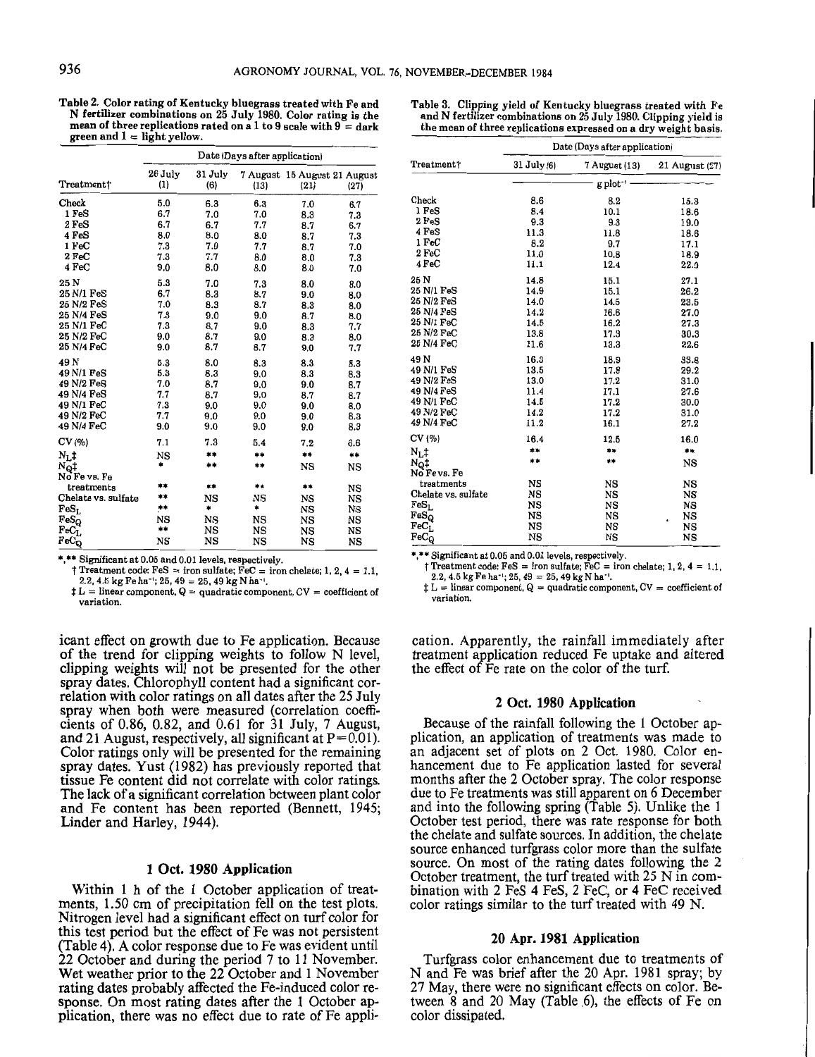Table 2. Color rating of Kentucky bluegrass treated with Fe and N fertilizer combinations on 25 July 1980. Color rating is the mean of three replications rated on a 1 to 9 scale with 9 = dark green and 1 = light yellow.

| | Date (Days after application) | | | | |
|---|---|---|---|---|---|
| Treatment† | 26 July (1) | 31 July (6) | 7 August (13) | 15 August (21) | 21 August (27) |
| Check | 5.0 | 6.3 | 6.3 | 7.0 | 6.7 |
| 1 FeS | 6.7 | 7.0 | 7.0 | 8.3 | 7.3 |
| 2 FeS | 6.7 | 6.7 | 7.7 | 8.7 | 6.7 |
| 4 FeS | 8.0 | 8.0 | 8.0 | 8.7 | 7.3 |
| 1 FeC | 7.3 | 7.0 | 7.7 | 8.7 | 7.0 |
| 2 FeC | 7.3 | 7.7 | 8.0 | 8.0 | 7.3 |
| 4 FeC | 9.0 | 8.0 | 8.0 | 8.0 | 7.0 |
| 25 N | 5.3 | 7.0 | 7.3 | 8.0 | 8.0 |
| 25 N/1 FeS | 6.7 | 8.3 | 8.7 | 9.0 | 8.0 |
| 25 N/2 FeS | 7.0 | 8.3 | 8.7 | 8.3 | 8.0 |
| 25 N/4 FeS | 7.3 | 9.0 | 9.0 | 8.7 | 8.0 |
| 25 N/1 FeC | 7.3 | 8.7 | 9.0 | 8.3 | 7.7 |
| 25 N/2 FeC | 9.0 | 8.7 | 9.0 | 8.3 | 8.0 |
| 25 N/4 FeC | 9.0 | 8.7 | 8.7 | 9.0 | 7.7 |
| 49 N | 5.3 | 8.0 | 8.3 | 8.3 | 8.3 |
| 49 N/1 FeS | 5.3 | 8.3 | 9.0 | 8.3 | 8.3 |
| 49 N/2 FeS | 7.0 | 8.7 | 9.0 | 9.0 | 8.7 |
| 49 N/4 FeS | 7.7 | 8.7 | 9.0 | 8.7 | 8.7 |
| 49 N/1 FeC | 7.3 | 9.0 | 9.0 | 9.0 | 8.0 |
| 49 N/2 FeC | 7.7 | 9.0 | 9.0 | 9.0 | 8.3 |
| 49 N/4 FeC | 9.0 | 9.0 | 9.0 | 9.0 | 8.3 |
| CV (%) | 7.1 | 7.3 | 5.4 | 7.2 | 6.6 |
| $N_L$‡ | NS | ** | ** | ** | ** |
| $N_Q$‡ | * | ** | ** | NS | NS |
| No Fe vs. Fe treatments | ** | ** | ** | ** | NS |
| Chelate vs. sulfate | ** | NS | NS | NS | NS |
| $FeS_L$ | ** | * | * | NS | NS |
| $FeS_Q$ | NS | NS | NS | NS | NS |
| $FeC_L$ | ** | NS | NS | NS | NS |
| $FeC_Q$ | NS | NS | NS | NS | NS |

*,** Significant at 0.05 and 0.01 levels, respectively.

† Treatment code: FeS = iron sulfate; FeC = iron chelate; 1, 2, 4 = 1.1, 2.2, 4.5 kg Fe ha⁻¹; 25, 49 = 25, 49 kg N ha⁻¹.

‡ L = linear component, Q = quadratic component. CV = coefficient of variation.

Table 3. Clipping yield of Kentucky bluegrass treated with Fe and N fertilizer combinations on 25 July 1980. Clipping yield is the mean of three replications expressed on a dry weight basis.

| | Date (Days after application) | | |
|---|---|---|---|
| Treatment† | 31 July (6) | 7 August (13) | 21 August (27) |
| | g plot⁻¹ | | |
| Check | 8.6 | 8.2 | 15.3 |
| 1 FeS | 8.4 | 10.1 | 18.6 |
| 2 FeS | 9.3 | 9.3 | 19.0 |
| 4 FeS | 11.3 | 11.8 | 18.6 |
| 1 FeC | 8.2 | 9.7 | 17.1 |
| 2 FeC | 11.0 | 10.8 | 18.9 |
| 4 FeC | 11.1 | 12.4 | 22.0 |
| 25 N | 14.8 | 15.1 | 27.1 |
| 25 N/1 FeS | 14.9 | 15.1 | 26.2 |
| 25 N/2 FeS | 14.0 | 14.5 | 23.5 |
| 25 N/4 FeS | 14.2 | 16.6 | 27.0 |
| 25 N/1 FeC | 14.5 | 16.2 | 27.3 |
| 25 N/2 FeC | 13.8 | 17.3 | 30.3 |
| 25 N/4 FeC | 11.6 | 13.3 | 22.6 |
| 49 N | 16.3 | 18.9 | 33.8 |
| 49 N/1 FeS | 13.5 | 17.8 | 29.2 |
| 49 N/2 FeS | 13.0 | 17.2 | 31.0 |
| 49 N/4 FeS | 11.4 | 17.1 | 27.6 |
| 49 N/1 FeC | 14.5 | 17.2 | 30.0 |
| 49 N/2 FeC | 14.2 | 17.2 | 31.0 |
| 49 N/4 FeC | 11.2 | 16.1 | 27.2 |
| CV (%) | 16.4 | 12.5 | 16.0 |
| $N_L$‡ | ** | ** | ** |
| $N_Q$‡ | ** | ** | NS |
| No Fe vs. Fe treatments | NS | NS | NS |
| Chelate vs. sulfate | NS | NS | NS |
| $FeS_L$ | NS | NS | NS |
| $FeS_Q$ | NS | NS | NS |
| $FeC_L$ | NS | NS | NS |
| $FeC_Q$ | NS | NS | NS |

*,** Significant at 0.05 and 0.01 levels, respectively.

† Treatment code: FeS = iron sulfate; FeC = iron chelate; 1, 2, 4 = 1.1, 2.2, 4.5 kg Fe ha⁻¹; 25, 49 = 25, 49 kg N ha⁻¹.

‡ L = linear component, Q = quadratic component, CV = coefficient of variation.

icant effect on growth due to Fe application. Because of the trend for clipping weights to follow N level, clipping weights will not be presented for the other spray dates. Chlorophyll content had a significant correlation with color ratings on all dates after the 25 July spray when both were measured (correlation coefficients of 0.86, 0.82, and 0.61 for 31 July, 7 August, and 21 August, respectively, all significant at $P = 0.01$). Color ratings only will be presented for the remaining spray dates. Yust (1982) has previously reported that tissue Fe content did not correlate with color ratings. The lack of a significant correlation between plant color and Fe content has been reported (Bennett, 1945; Linder and Harley, 1944).

## 1 Oct. 1980 Application

Within 1 h of the 1 October application of treatments, 1.50 cm of precipitation fell on the test plots. Nitrogen level had a significant effect on turf color for this test period but the effect of Fe was not persistent (Table 4). A color response due to Fe was evident until 22 October and during the period 7 to 11 November. Wet weather prior to the 22 October and 1 November rating dates probably affected the Fe-induced color response. On most rating dates after the 1 October application, there was no effect due to rate of Fe application. Apparently, the rainfall immediately after treatment application reduced Fe uptake and altered the effect of Fe rate on the color of the turf.

## 2 Oct. 1980 Application

Because of the rainfall following the 1 October application, an application of treatments was made to an adjacent set of plots on 2 Oct. 1980. Color enhancement due to Fe application lasted for several months after the 2 October spray. The color response due to Fe treatments was still apparent on 6 December and into the following spring (Table 5). Unlike the 1 October test period, there was rate response for both the chelate and sulfate sources. In addition, the chelate source enhanced turfgrass color more than the sulfate source. On most of the rating dates following the 2 October treatment, the turf treated with 25 N in combination with 2 FeS 4 FeS, 2 FeC, or 4 FeC received color ratings similar to the turf treated with 49 N.

## 20 Apr. 1981 Application

Turfgrass color enhancement due to treatments of N and Fe was brief after the 20 Apr. 1981 spray; by 27 May, there were no significant effects on color. Between 8 and 20 May (Table 6), the effects of Fe on color dissipated.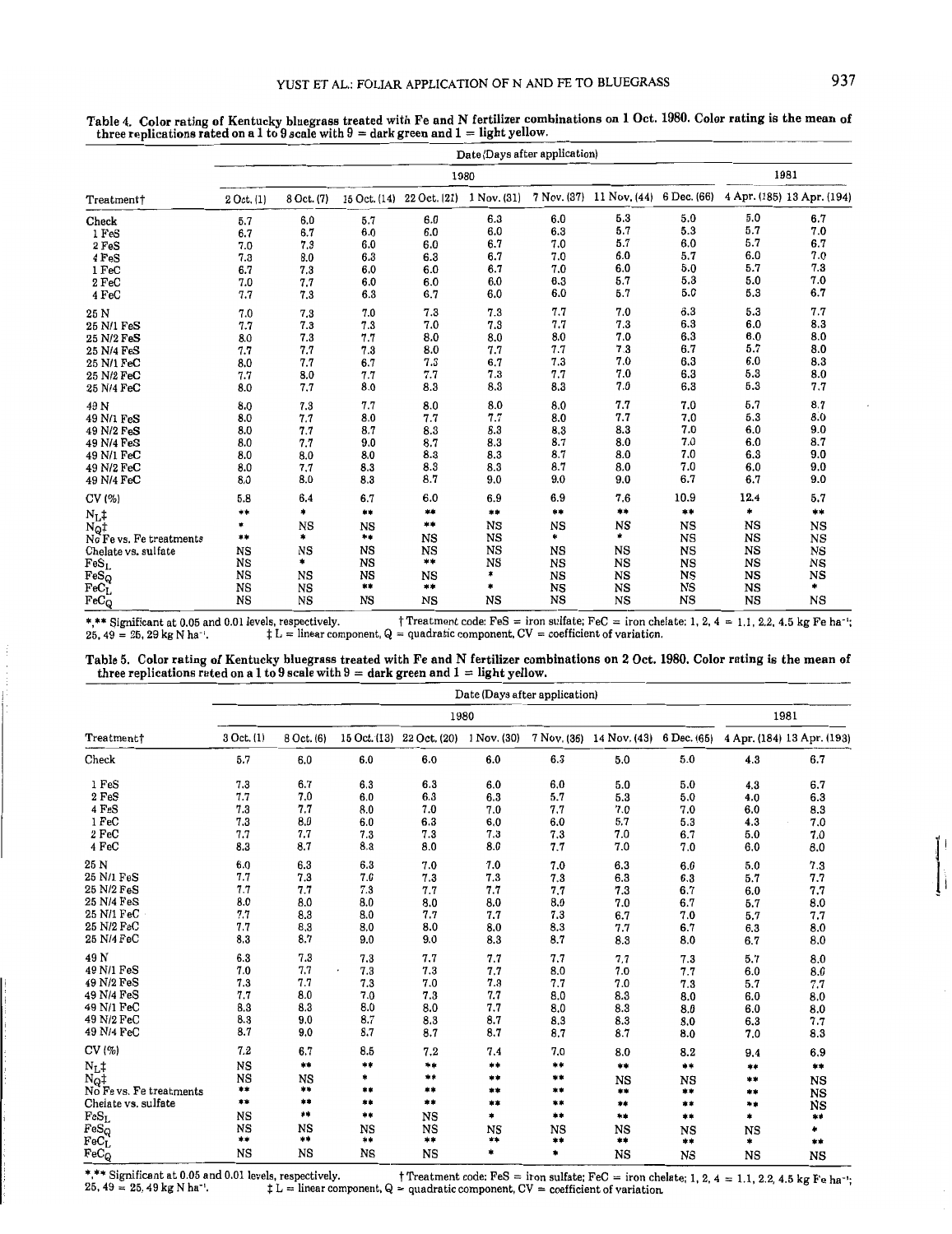Table 4. Color rating of Kentucky bluegrass treated with Fe and N fertilizer combinations on 1 Oct. 1980. Color rating is the mean of three replications rated on a 1 to 9 scale with 9 = dark green and 1 = light yellow.

| Treatment† | Date (Days after application) | | | | | | | | | |
|---|---|---|---|---|---|---|---|---|---|---|
| | 1980 | | | | | | | | 1981 | |
| | 2 Oct. (1) | 8 Oct. (7) | 15 Oct. (14) | 22 Oct. (21) | 1 Nov. (31) | 7 Nov. (37) | 11 Nov. (44) | 6 Dec. (66) | 4 Apr. (185) | 13 Apr. (194) |
| Check | 5.7 | 6.0 | 5.7 | 6.0 | 6.3 | 6.0 | 5.3 | 5.0 | 5.0 | 6.7 |
| 1 FeS | 6.7 | 6.7 | 6.0 | 6.0 | 6.0 | 6.3 | 5.7 | 5.3 | 5.7 | 7.0 |
| 2 FeS | 7.0 | 7.3 | 6.0 | 6.0 | 6.7 | 7.0 | 5.7 | 6.0 | 5.7 | 6.7 |
| 4 FeS | 7.3 | 8.0 | 6.3 | 6.3 | 6.7 | 7.0 | 6.0 | 5.7 | 6.0 | 7.0 |
| 1 FeC | 6.7 | 7.3 | 6.0 | 6.0 | 6.7 | 7.0 | 6.0 | 5.0 | 5.7 | 7.3 |
| 2 FeC | 7.0 | 7.7 | 6.0 | 6.0 | 6.0 | 6.3 | 5.7 | 5.3 | 5.0 | 7.0 |
| 4 FeC | 7.7 | 7.3 | 6.3 | 6.7 | 6.0 | 6.0 | 5.7 | 5.0 | 5.3 | 6.7 |
| 25 N | 7.0 | 7.3 | 7.0 | 7.3 | 7.3 | 7.7 | 7.0 | 6.3 | 5.3 | 7.7 |
| 25 N/1 FeS | 7.7 | 7.3 | 7.3 | 7.0 | 7.3 | 7.7 | 7.3 | 6.3 | 6.0 | 8.3 |
| 25 N/2 FeS | 8.0 | 7.3 | 7.7 | 8.0 | 8.0 | 8.0 | 7.0 | 6.3 | 6.0 | 8.0 |
| 25 N/4 FeS | 7.7 | 7.7 | 7.3 | 8.0 | 7.7 | 7.7 | 7.3 | 6.7 | 5.7 | 8.0 |
| 25 N/1 FeC | 8.0 | 7.7 | 6.7 | 7.3 | 6.7 | 7.3 | 7.0 | 6.3 | 6.0 | 8.3 |
| 25 N/2 FeC | 7.7 | 8.0 | 7.7 | 7.7 | 7.3 | 7.7 | 7.0 | 6.3 | 5.3 | 8.0 |
| 25 N/4 FeC | 8.0 | 7.7 | 8.0 | 8.3 | 8.3 | 8.3 | 7.0 | 6.3 | 5.3 | 7.7 |
| 49 N | 8.0 | 7.3 | 7.7 | 8.0 | 8.0 | 8.0 | 7.7 | 7.0 | 5.7 | 8.7 |
| 49 N/1 FeS | 8.0 | 7.7 | 8.0 | 7.7 | 7.7 | 8.0 | 7.7 | 7.0 | 5.3 | 8.0 |
| 49 N/2 FeS | 8.0 | 7.7 | 8.7 | 8.3 | 8.3 | 8.3 | 8.3 | 7.0 | 6.0 | 9.0 |
| 49 N/4 FeS | 8.0 | 7.7 | 9.0 | 8.7 | 8.3 | 8.7 | 8.0 | 7.0 | 6.0 | 8.7 |
| 49 N/1 FeC | 8.0 | 8.0 | 8.0 | 8.3 | 8.3 | 8.7 | 8.0 | 7.0 | 6.3 | 9.0 |
| 49 N/2 FeC | 8.0 | 7.7 | 8.3 | 8.3 | 8.3 | 8.7 | 8.0 | 7.0 | 6.0 | 9.0 |
| 49 N/4 FeC | 8.0 | 8.0 | 8.3 | 8.7 | 9.0 | 9.0 | 9.0 | 6.7 | 6.7 | 9.0 |
| CV (%) | 5.8 | 6.4 | 6.7 | 6.0 | 6.9 | 6.9 | 7.6 | 10.9 | 12.4 | 5.7 |
| $N_L$‡ | ** | * | ** | ** | ** | ** | ** | ** | * | ** |
| $N_Q$‡ | * | NS | NS | ** | NS | NS | NS | NS | NS | NS |
| No Fe vs. Fe treatments | ** | * | ** | NS | NS | * | * | NS | NS | NS |
| Chelate vs. sulfate | NS | NS | NS | NS | NS | NS | NS | NS | NS | NS |
| $FeS_L$ | NS | * | NS | ** | NS | NS | NS | NS | NS | NS |
| $FeS_Q$ | NS | NS | NS | NS | * | NS | NS | NS | NS | NS |
| $FeC_L$ | NS | NS | ** | ** | * | NS | NS | NS | NS | * |
| $FeC_Q$ | NS | NS | NS | NS | NS | NS | NS | NS | NS | NS |

*,** Significant at 0.05 and 0.01 levels, respectively. † Treatment code: FeS = iron sulfate; FeC = iron chelate; 1, 2, 4 = 1.1, 2.2, 4.5 kg Fe ha⁻¹; 25, 49 = 25, 29 kg N ha⁻¹. ‡ L = linear component, Q = quadratic component, CV = coefficient of variation.

Table 5. Color rating of Kentucky bluegrass treated with Fe and N fertilizer combinations on 2 Oct. 1980. Color rating is the mean of three replications rated on a 1 to 9 scale with 9 = dark green and 1 = light yellow.

| Treatment† | Date (Days after application) | | | | | | | | | |
|---|---|---|---|---|---|---|---|---|---|---|
| | 1980 | | | | | | | | 1981 | |
| | 3 Oct. (1) | 8 Oct. (6) | 15 Oct. (13) | 22 Oct. (20) | 1 Nov. (30) | 7 Nov. (36) | 14 Nov. (43) | 6 Dec. (65) | 4 Apr. (184) | 13 Apr. (193) |
| Check | 5.7 | 6.0 | 6.0 | 6.0 | 6.0 | 6.3 | 5.0 | 5.0 | 4.3 | 6.7 |
| 1 FeS | 7.3 | 6.7 | 6.3 | 6.3 | 6.0 | 6.0 | 5.0 | 5.0 | 4.3 | 6.7 |
| 2 FeS | 7.7 | 7.0 | 6.0 | 6.3 | 6.3 | 5.7 | 5.3 | 5.0 | 4.0 | 6.3 |
| 4 FeS | 7.3 | 7.7 | 8.0 | 7.0 | 7.0 | 7.7 | 7.0 | 7.0 | 6.0 | 8.3 |
| 1 FeC | 7.3 | 8.0 | 6.0 | 6.3 | 6.0 | 6.0 | 5.7 | 5.3 | 4.3 | 7.0 |
| 2 FeC | 7.7 | 7.7 | 7.3 | 7.3 | 7.3 | 7.3 | 7.0 | 6.7 | 5.0 | 7.0 |
| 4 FeC | 8.3 | 8.7 | 8.3 | 8.0 | 8.0 | 7.7 | 7.0 | 7.0 | 6.0 | 8.0 |
| 25 N | 6.0 | 6.3 | 6.3 | 7.0 | 7.0 | 7.0 | 6.3 | 6.0 | 5.0 | 7.3 |
| 25 N/1 FeS | 7.7 | 7.3 | 7.0 | 7.3 | 7.3 | 7.3 | 6.3 | 6.3 | 5.7 | 7.7 |
| 25 N/2 FeS | 7.7 | 7.7 | 7.3 | 7.7 | 7.7 | 7.7 | 7.3 | 6.7 | 6.0 | 7.7 |
| 25 N/4 FeS | 8.0 | 8.0 | 8.0 | 8.0 | 8.0 | 8.0 | 7.0 | 6.7 | 5.7 | 8.0 |
| 25 N/1 FeC | 7.7 | 8.3 | 8.0 | 7.7 | 7.7 | 7.3 | 6.7 | 7.0 | 5.7 | 7.7 |
| 25 N/2 FeC | 7.7 | 8.3 | 8.0 | 8.0 | 8.0 | 8.3 | 7.7 | 6.7 | 6.3 | 8.0 |
| 25 N/4 FeC | 8.3 | 8.7 | 9.0 | 9.0 | 8.3 | 8.7 | 8.3 | 8.0 | 6.7 | 8.0 |
| 49 N | 6.3 | 7.3 | 7.3 | 7.7 | 7.7 | 7.7 | 7.7 | 7.3 | 5.7 | 8.0 |
| 49 N/1 FeS | 7.0 | 7.7 | 7.3 | 7.3 | 7.7 | 8.0 | 7.0 | 7.7 | 6.0 | 8.0 |
| 49 N/2 FeS | 7.3 | 7.7 | 7.3 | 7.0 | 7.3 | 7.7 | 7.0 | 7.3 | 5.7 | 7.7 |
| 49 N/4 FeS | 7.7 | 8.0 | 7.0 | 7.3 | 7.7 | 8.0 | 8.3 | 8.0 | 6.0 | 8.0 |
| 49 N/1 FeC | 8.3 | 8.3 | 8.0 | 8.0 | 7.7 | 8.0 | 8.3 | 8.0 | 6.0 | 8.0 |
| 49 N/2 FeC | 8.3 | 9.0 | 8.7 | 8.3 | 8.7 | 8.3 | 8.3 | 8.0 | 6.3 | 7.7 |
| 49 N/4 FeC | 8.7 | 9.0 | 8.7 | 8.7 | 8.7 | 8.7 | 8.7 | 8.0 | 7.0 | 8.3 |
| CV (%) | 7.2 | 6.7 | 8.5 | 7.2 | 7.4 | 7.0 | 8.0 | 8.2 | 9.4 | 6.9 |
| $N_L$‡ | NS | ** | ** | ** | ** | ** | ** | ** | ** | ** |
| $N_Q$‡ | NS | NS | * | ** | ** | ** | NS | NS | ** | NS |
| No Fe vs. Fe treatments | ** | ** | ** | ** | ** | ** | ** | ** | ** | NS |
| Chelate vs. sulfate | ** | ** | ** | ** | ** | ** | ** | ** | ** | NS |
| $FeS_L$ | NS | ** | ** | NS | * | ** | ** | ** | * | ** |
| $FeS_Q$ | NS | NS | NS | NS | NS | NS | NS | NS | NS | * |
| $FeC_L$ | ** | ** | ** | ** | ** | ** | ** | ** | * | ** |
| $FeC_Q$ | NS | NS | NS | NS | * | * | NS | NS | NS | NS |

*,** Significant at 0.05 and 0.01 levels, respectively. † Treatment code: FeS = iron sulfate; FeC = iron chelate; 1, 2, 4 = 1.1, 2.2, 4.5 kg Fe ha⁻¹; 25, 49 = 25, 49 kg N ha⁻¹. ‡ L = linear component, Q = quadratic component, CV = coefficient of variation.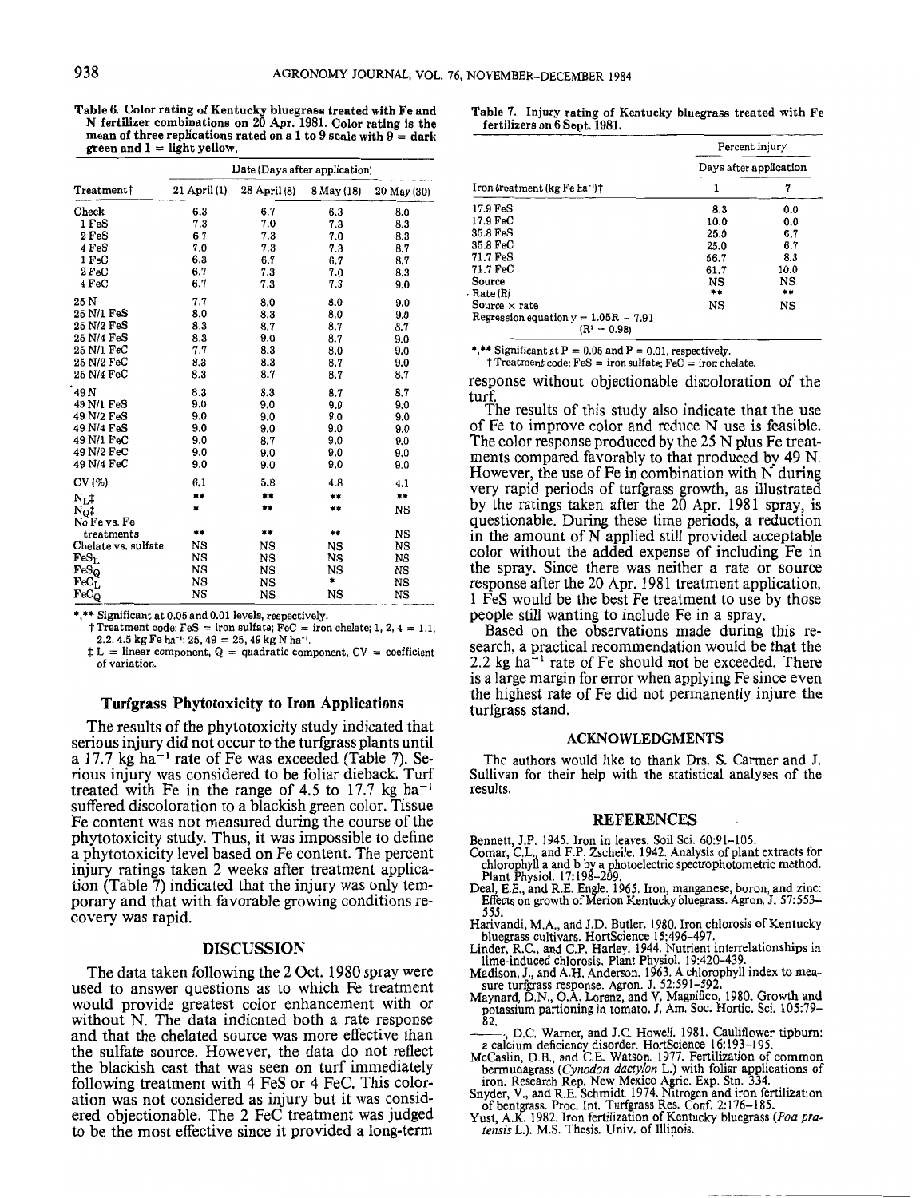Table 6. Color rating of Kentucky bluegrass treated with Fe and N fertilizer combinations on 20 Apr. 1981. Color rating is the mean of three replications rated on a 1 to 9 scale with 9 = dark green and 1 = light yellow.

| Treatment† | Date (Days after application) | | | |
|---|---|---|---|---|
| | 21 April (1) | 28 April (8) | 8 May (18) | 20 May (30) |
| Check | 6.3 | 6.7 | 6.3 | 8.0 |
| 1 FeS | 7.3 | 7.0 | 7.3 | 8.3 |
| 2 FeS | 6.7 | 7.3 | 7.0 | 8.3 |
| 4 FeS | 7.0 | 7.3 | 7.3 | 8.7 |
| 1 FeC | 6.3 | 6.7 | 6.7 | 8.7 |
| 2 FeC | 6.7 | 7.3 | 7.0 | 8.3 |
| 4 FeC | 6.7 | 7.3 | 7.3 | 9.0 |
| 25 N | 7.7 | 8.0 | 8.0 | 9.0 |
| 25 N/1 FeS | 8.0 | 8.3 | 8.0 | 9.0 |
| 25 N/2 FeS | 8.3 | 8.7 | 8.7 | 8.7 |
| 25 N/4 FeS | 8.3 | 9.0 | 8.7 | 9.0 |
| 25 N/1 FeC | 7.7 | 8.3 | 8.0 | 9.0 |
| 25 N/2 FeC | 8.3 | 8.3 | 8.7 | 9.0 |
| 25 N/4 FeC | 8.3 | 8.7 | 8.7 | 8.7 |
| 49 N | 8.3 | 8.3 | 8.7 | 8.7 |
| 49 N/1 FeS | 9.0 | 9.0 | 9.0 | 9.0 |
| 49 N/2 FeS | 9.0 | 9.0 | 9.0 | 9.0 |
| 49 N/4 FeS | 9.0 | 9.0 | 9.0 | 9.0 |
| 49 N/1 FeC | 9.0 | 8.7 | 9.0 | 9.0 |
| 49 N/2 FeC | 9.0 | 9.0 | 9.0 | 9.0 |
| 49 N/4 FeC | 9.0 | 9.0 | 9.0 | 9.0 |
| CV (%) | 6.1 | 5.8 | 4.8 | 4.1 |
| $N_L$‡ | ** | ** | ** | ** |
| $N_Q$‡ | * | ** | ** | NS |
| No Fe vs. Fe treatments | ** | ** | ** | NS |
| Chelate vs. sulfate | NS | NS | NS | NS |
| $FeS_L$ | NS | NS | NS | NS |
| $FeS_Q$ | NS | NS | NS | NS |
| $FeC_L$ | NS | NS | * | NS |
| $FeC_Q$ | NS | NS | NS | NS |

*,** Significant at 0.05 and 0.01 levels, respectively.

† Treatment code: FeS = iron sulfate; FeC = iron chelate; 1, 2, 4 = 1.1, 2.2, 4.5 kg Fe ha$^{-1}$; 25, 49 = 25, 49 kg N ha$^{-1}$.

‡ L = linear component, Q = quadratic component, CV = coefficient of variation.

### Turfgrass Phytotoxicity to Iron Applications

The results of the phytotoxicity study indicated that serious injury did not occur to the turfgrass plants until a 17.7 kg ha$^{-1}$ rate of Fe was exceeded (Table 7). Serious injury was considered to be foliar dieback. Turf treated with Fe in the range of 4.5 to 17.7 kg ha$^{-1}$ suffered discoloration to a blackish green color. Tissue Fe content was not measured during the course of the phytotoxicity study. Thus, it was impossible to define a phytotoxicity level based on Fe content. The percent injury ratings taken 2 weeks after treatment application (Table 7) indicated that the injury was only temporary and that with favorable growing conditions recovery was rapid.

## DISCUSSION

The data taken following the 2 Oct. 1980 spray were used to answer questions as to which Fe treatment would provide greatest color enhancement with or without N. The data indicated both a rate response and that the chelated source was more effective than the sulfate source. However, the data do not reflect the blackish cast that was seen on turf immediately following treatment with 4 FeS or 4 FeC. This coloration was not considered as injury but it was considered objectionable. The 2 FeC treatment was judged to be the most effective since it provided a long-term response without objectionable discoloration of the turf.

Table 7. Injury rating of Kentucky bluegrass treated with Fe fertilizers on 6 Sept. 1981.

| Iron treatment (kg Fe ha$^{-1}$)† | Percent injury | |
|---|---|---|
| | Days after application | |
| | 1 | 7 |
| 17.9 FeS | 8.3 | 0.0 |
| 17.9 FeC | 10.0 | 0.0 |
| 35.8 FeS | 25.0 | 6.7 |
| 35.8 FeC | 25.0 | 6.7 |
| 71.7 FeS | 56.7 | 8.3 |
| 71.7 FeC | 61.7 | 10.0 |
| Source | NS | NS |
| Rate (R) | ** | ** |
| Source × rate | NS | NS |
| Regression equation $y = 1.05R - 7.91$ ($R^2 = 0.98$) | | |

*,** Significant at P = 0.05 and P = 0.01, respectively.

† Treatment code: FeS = iron sulfate; FeC = iron chelate.

The results of this study also indicate that the use of Fe to improve color and reduce N use is feasible. The color response produced by the 25 N plus Fe treatments compared favorably to that produced by 49 N. However, the use of Fe in combination with N during very rapid periods of turfgrass growth, as illustrated by the ratings taken after the 20 Apr. 1981 spray, is questionable. During these time periods, a reduction in the amount of N applied still provided acceptable color without the added expense of including Fe in the spray. Since there was neither a rate or source response after the 20 Apr. 1981 treatment application, 1 FeS would be the best Fe treatment to use by those people still wanting to include Fe in a spray.

Based on the observations made during this research, a practical recommendation would be that the 2.2 kg ha$^{-1}$ rate of Fe should not be exceeded. There is a large margin for error when applying Fe since even the highest rate of Fe did not permanently injure the turfgrass stand.

## ACKNOWLEDGMENTS

The authors would like to thank Drs. S. Carmer and J. Sullivan for their help with the statistical analyses of the results.

## REFERENCES

Bennett, J.P. 1945. Iron in leaves. Soil Sci. 60:91–105.

Comar, C.L., and F.P. Zscheile. 1942. Analysis of plant extracts for chlorophyll a and b by a photoelectric spectrophotometric method. Plant Physiol. 17:198–209.

Deal, E.E., and R.E. Engle. 1965. Iron, manganese, boron, and zinc: Effects on growth of Merion Kentucky bluegrass. Agron. J. 57:553–555.

Harivandi, M.A., and J.D. Butler. 1980. Iron chlorosis of Kentucky bluegrass cultivars. HortScience 15:496–497.

Linder, R.C., and C.P. Harley. 1944. Nutrient interrelationships in lime-induced chlorosis. Plant Physiol. 19:420–439.

Madison, J., and A.H. Anderson. 1963. A chlorophyll index to measure turfgrass response. Agron. J. 52:591–592.

Maynard, D.N., O.A. Lorenz, and V. Magnifico. 1980. Growth and potassium partioning in tomato. J. Am. Soc. Hortic. Sci. 105:79–82.

———, D.C. Warner, and J.C. Howell. 1981. Cauliflower tipburn: a calcium deficiency disorder. HortScience 16:193–195.

McCaslin, D.B., and C.E. Watson. 1977. Fertilization of common bermudagrass (*Cynodon dactylon* L.) with foliar applications of iron. Research Rep. New Mexico Agric. Exp. Stn. 334.

Snyder, V., and R.E. Schmidt. 1974. Nitrogen and iron fertilization of bentgrass. Proc. Int. Turfgrass Res. Conf. 2:176–185.

Yust, A.K. 1982. Iron fertilization of Kentucky bluegrass (*Poa pratensis* L.). M.S. Thesis. Univ. of Illinois.